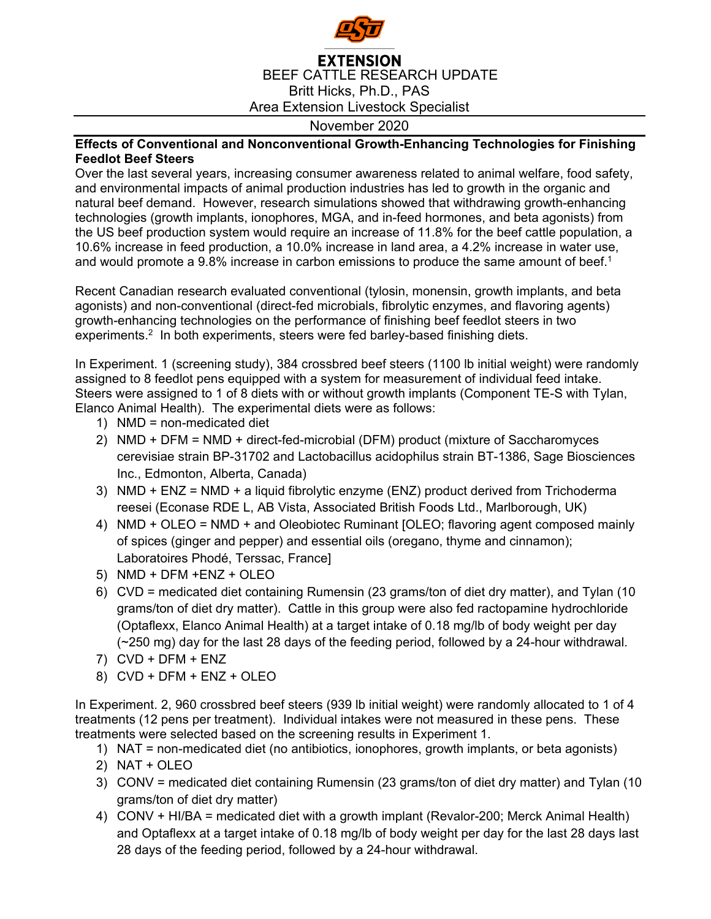EXTENSION

BEEF CATTLE RESEARCH UPDATE

Britt Hicks, Ph.D., PAS

Area Extension Livestock Specialist

November 2020

**Effects of Conventional and Nonconventional Growth-Enhancing Technologies for Finishing Feedlot Beef Steers**

Over the last several years, increasing consumer awareness related to animal welfare, food safety, and environmental impacts of animal production industries has led to growth in the organic and natural beef demand. However, research simulations showed that withdrawing growth-enhancing technologies (growth implants, ionophores, MGA, and in-feed hormones, and beta agonists) from the US beef production system would require an increase of 11.8% for the beef cattle population, a 10.6% increase in feed production, a 10.0% increase in land area, a 4.2% increase in water use, and would promote a 9.8% increase in carbon emissions to produce the same amount of beef.[1]

Recent Canadian research evaluated conventional (tylosin, monensin, growth implants, and beta agonists) and non-conventional (direct-fed microbials, fibrolytic enzymes, and flavoring agents) growth-enhancing technologies on the performance of finishing beef feedlot steers in two experiments.[2] In both experiments, steers were fed barley-based finishing diets.

In Experiment. 1 (screening study), 384 crossbred beef steers (1100 lb initial weight) were randomly assigned to 8 feedlot pens equipped with a system for measurement of individual feed intake. Steers were assigned to 1 of 8 diets with or without growth implants (Component TE-S with Tylan, Elanco Animal Health). The experimental diets were as follows:

1) NMD = non-medicated diet
2) NMD + DFM = NMD + direct-fed-microbial (DFM) product (mixture of Saccharomyces cerevisiae strain BP-31702 and Lactobacillus acidophilus strain BT-1386, Sage Biosciences Inc., Edmonton, Alberta, Canada)
3) NMD + ENZ = NMD + a liquid fibrolytic enzyme (ENZ) product derived from Trichoderma reesei (Econase RDE L, AB Vista, Associated British Foods Ltd., Marlborough, UK)
4) NMD + OLEO = NMD + and Oleobiotec Ruminant [OLEO; flavoring agent composed mainly of spices (ginger and pepper) and essential oils (oregano, thyme and cinnamon); Laboratoires Phodé, Terssac, France]
5) NMD + DFM +ENZ + OLEO
6) CVD = medicated diet containing Rumensin (23 grams/ton of diet dry matter), and Tylan (10 grams/ton of diet dry matter). Cattle in this group were also fed ractopamine hydrochloride (Optaflexx, Elanco Animal Health) at a target intake of 0.18 mg/lb of body weight per day (~250 mg) day for the last 28 days of the feeding period, followed by a 24-hour withdrawal.
7) CVD + DFM + ENZ
8) CVD + DFM + ENZ + OLEO

In Experiment. 2, 960 crossbred beef steers (939 lb initial weight) were randomly allocated to 1 of 4 treatments (12 pens per treatment). Individual intakes were not measured in these pens. These treatments were selected based on the screening results in Experiment 1.

1) NAT = non-medicated diet (no antibiotics, ionophores, growth implants, or beta agonists)
2) NAT + OLEO
3) CONV = medicated diet containing Rumensin (23 grams/ton of diet dry matter) and Tylan (10 grams/ton of diet dry matter)
4) CONV + HI/BA = medicated diet with a growth implant (Revalor-200; Merck Animal Health) and Optaflexx at a target intake of 0.18 mg/lb of body weight per day for the last 28 days last 28 days of the feeding period, followed by a 24-hour withdrawal.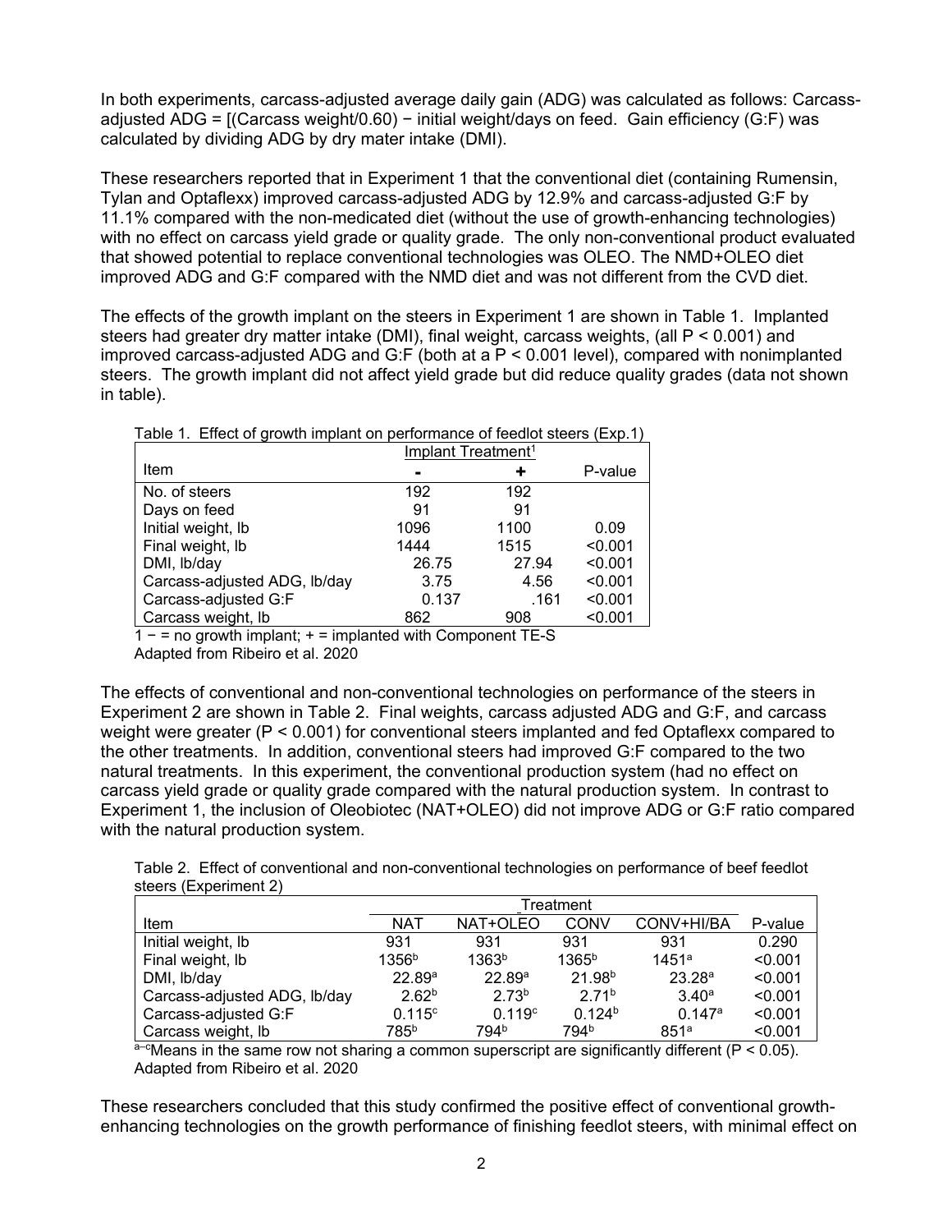In both experiments, carcass-adjusted average daily gain (ADG) was calculated as follows: Carcass-adjusted ADG = [(Carcass weight/0.60) − initial weight/days on feed. Gain efficiency (G:F) was calculated by dividing ADG by dry mater intake (DMI).

These researchers reported that in Experiment 1 that the conventional diet (containing Rumensin, Tylan and Optaflexx) improved carcass-adjusted ADG by 12.9% and carcass-adjusted G:F by 11.1% compared with the non-medicated diet (without the use of growth-enhancing technologies) with no effect on carcass yield grade or quality grade. The only non-conventional product evaluated that showed potential to replace conventional technologies was OLEO. The NMD+OLEO diet improved ADG and G:F compared with the NMD diet and was not different from the CVD diet.

The effects of the growth implant on the steers in Experiment 1 are shown in Table 1. Implanted steers had greater dry matter intake (DMI), final weight, carcass weights, (all P < 0.001) and improved carcass-adjusted ADG and G:F (both at a P < 0.001 level), compared with nonimplanted steers. The growth implant did not affect yield grade but did reduce quality grades (data not shown in table).

Table 1. Effect of growth implant on performance of feedlot steers (Exp.1)

| | Implant Treatment[1] | | |
|---|---|---|---|
| Item | - | + | P-value |
| No. of steers | 192 | 192 | |
| Days on feed | 91 | 91 | |
| Initial weight, lb | 1096 | 1100 | 0.09 |
| Final weight, lb | 1444 | 1515 | <0.001 |
| DMI, lb/day | 26.75 | 27.94 | <0.001 |
| Carcass-adjusted ADG, lb/day | 3.75 | 4.56 | <0.001 |
| Carcass-adjusted G:F | 0.137 | .161 | <0.001 |
| Carcass weight, lb | 862 | 908 | <0.001 |

1 − = no growth implant; + = implanted with Component TE-S
Adapted from Ribeiro et al. 2020

The effects of conventional and non-conventional technologies on performance of the steers in Experiment 2 are shown in Table 2. Final weights, carcass adjusted ADG and G:F, and carcass weight were greater (P < 0.001) for conventional steers implanted and fed Optaflexx compared to the other treatments. In addition, conventional steers had improved G:F compared to the two natural treatments. In this experiment, the conventional production system (had no effect on carcass yield grade or quality grade compared with the natural production system. In contrast to Experiment 1, the inclusion of Oleobiotec (NAT+OLEO) did not improve ADG or G:F ratio compared with the natural production system.

Table 2. Effect of conventional and non-conventional technologies on performance of beef feedlot steers (Experiment 2)

| | Treatment | | | | |
|---|---|---|---|---|---|
| Item | NAT | NAT+OLEO | CONV | CONV+HI/BA | P-value |
| Initial weight, lb | 931 | 931 | 931 | 931 | 0.290 |
| Final weight, lb | 1356[b] | 1363[b] | 1365[b] | 1451[a] | <0.001 |
| DMI, lb/day | 22.89[a] | 22.89[a] | 21.98[b] | 23.28[a] | <0.001 |
| Carcass-adjusted ADG, lb/day | 2.62[b] | 2.73[b] | 2.71[b] | 3.40[a] | <0.001 |
| Carcass-adjusted G:F | 0.115[c] | 0.119[c] | 0.124[b] | 0.147[a] | <0.001 |
| Carcass weight, lb | 785[b] | 794[b] | 794[b] | 851[a] | <0.001 |

[a–c]Means in the same row not sharing a common superscript are significantly different (P < 0.05).
Adapted from Ribeiro et al. 2020

These researchers concluded that this study confirmed the positive effect of conventional growth-enhancing technologies on the growth performance of finishing feedlot steers, with minimal effect on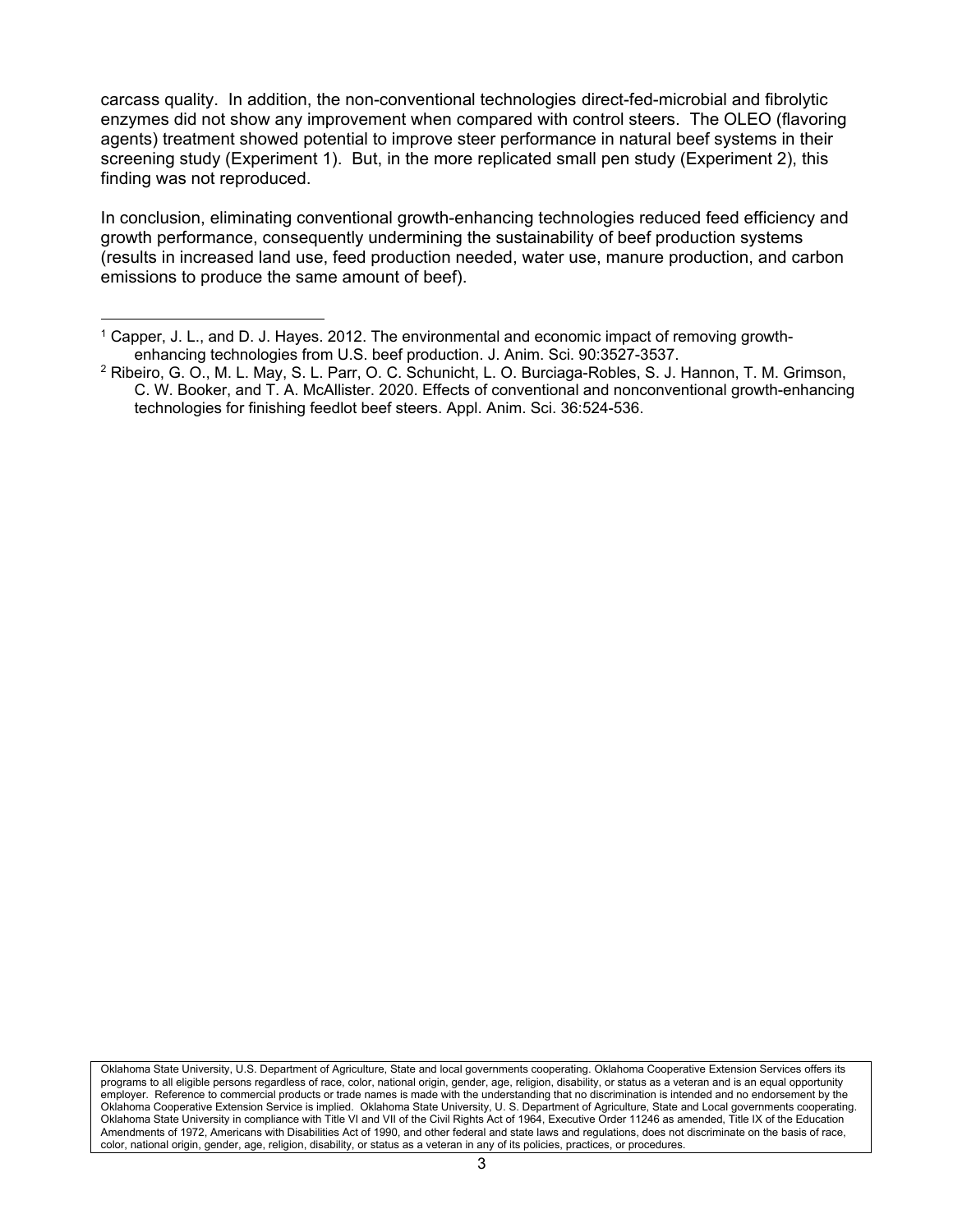carcass quality. In addition, the non-conventional technologies direct-fed-microbial and fibrolytic enzymes did not show any improvement when compared with control steers. The OLEO (flavoring agents) treatment showed potential to improve steer performance in natural beef systems in their screening study (Experiment 1). But, in the more replicated small pen study (Experiment 2), this finding was not reproduced.

In conclusion, eliminating conventional growth-enhancing technologies reduced feed efficiency and growth performance, consequently undermining the sustainability of beef production systems (results in increased land use, feed production needed, water use, manure production, and carbon emissions to produce the same amount of beef).

---

[1] Capper, J. L., and D. J. Hayes. 2012. The environmental and economic impact of removing growth-enhancing technologies from U.S. beef production. J. Anim. Sci. 90:3527-3537.

[2] Ribeiro, G. O., M. L. May, S. L. Parr, O. C. Schunicht, L. O. Burciaga-Robles, S. J. Hannon, T. M. Grimson, C. W. Booker, and T. A. McAllister. 2020. Effects of conventional and nonconventional growth-enhancing technologies for finishing feedlot beef steers. Appl. Anim. Sci. 36:524-536.

Oklahoma State University, U.S. Department of Agriculture, State and local governments cooperating. Oklahoma Cooperative Extension Services offers its programs to all eligible persons regardless of race, color, national origin, gender, age, religion, disability, or status as a veteran and is an equal opportunity employer. Reference to commercial products or trade names is made with the understanding that no discrimination is intended and no endorsement by the Oklahoma Cooperative Extension Service is implied. Oklahoma State University, U. S. Department of Agriculture, State and Local governments cooperating. Oklahoma State University in compliance with Title VI and VII of the Civil Rights Act of 1964, Executive Order 11246 as amended, Title IX of the Education Amendments of 1972, Americans with Disabilities Act of 1990, and other federal and state laws and regulations, does not discriminate on the basis of race, color, national origin, gender, age, religion, disability, or status as a veteran in any of its policies, practices, or procedures.